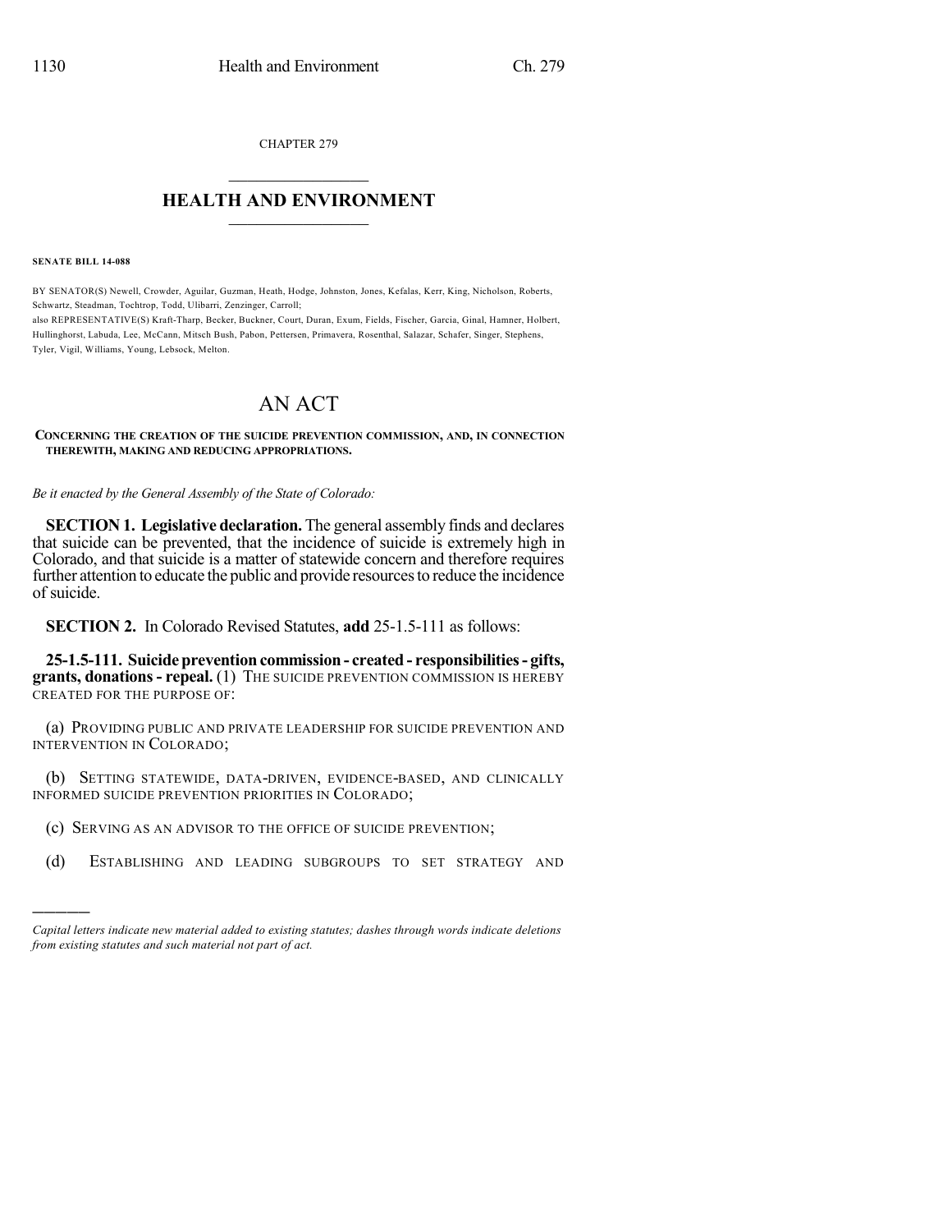CHAPTER 279

# HEALTH AND ENVIRONMENT

**SENATE BILL 14-088**

BY SENATOR(S) Newell, Crowder, Aguilar, Guzman, Heath, Hodge, Johnston, Jones, Kefalas, Kerr, King, Nicholson, Roberts, Schwartz, Steadman, Tochtrop, Todd, Ulibarri, Zenzinger, Carroll;
also REPRESENTATIVE(S) Kraft-Tharp, Becker, Buckner, Court, Duran, Exum, Fields, Fischer, Garcia, Ginal, Hamner, Holbert, Hullinghorst, Labuda, Lee, McCann, Mitsch Bush, Pabon, Pettersen, Primavera, Rosenthal, Salazar, Schafer, Singer, Stephens, Tyler, Vigil, Williams, Young, Lebsock, Melton.

# AN ACT

**CONCERNING THE CREATION OF THE SUICIDE PREVENTION COMMISSION, AND, IN CONNECTION THEREWITH, MAKING AND REDUCING APPROPRIATIONS.**

*Be it enacted by the General Assembly of the State of Colorado:*

**SECTION 1. Legislative declaration.** The general assembly finds and declares that suicide can be prevented, that the incidence of suicide is extremely high in Colorado, and that suicide is a matter of statewide concern and therefore requires further attention to educate the public and provide resources to reduce the incidence of suicide.

**SECTION 2.** In Colorado Revised Statutes, **add** 25-1.5-111 as follows:

**25-1.5-111. Suicide prevention commission - created - responsibilities - gifts, grants, donations - repeal.** (1) THE SUICIDE PREVENTION COMMISSION IS HEREBY CREATED FOR THE PURPOSE OF:

(a) PROVIDING PUBLIC AND PRIVATE LEADERSHIP FOR SUICIDE PREVENTION AND INTERVENTION IN COLORADO;

(b) SETTING STATEWIDE, DATA-DRIVEN, EVIDENCE-BASED, AND CLINICALLY INFORMED SUICIDE PREVENTION PRIORITIES IN COLORADO;

(c) SERVING AS AN ADVISOR TO THE OFFICE OF SUICIDE PREVENTION;

(d) ESTABLISHING AND LEADING SUBGROUPS TO SET STRATEGY AND

*Capital letters indicate new material added to existing statutes; dashes through words indicate deletions from existing statutes and such material not part of act.*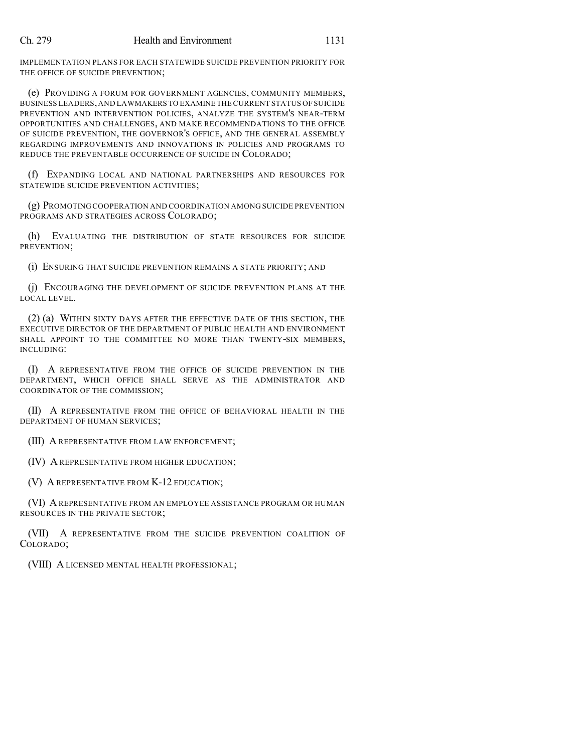IMPLEMENTATION PLANS FOR EACH STATEWIDE SUICIDE PREVENTION PRIORITY FOR THE OFFICE OF SUICIDE PREVENTION;

(e) PROVIDING A FORUM FOR GOVERNMENT AGENCIES, COMMUNITY MEMBERS, BUSINESS LEADERS, AND LAWMAKERS TO EXAMINE THE CURRENT STATUS OF SUICIDE PREVENTION AND INTERVENTION POLICIES, ANALYZE THE SYSTEM'S NEAR-TERM OPPORTUNITIES AND CHALLENGES, AND MAKE RECOMMENDATIONS TO THE OFFICE OF SUICIDE PREVENTION, THE GOVERNOR'S OFFICE, AND THE GENERAL ASSEMBLY REGARDING IMPROVEMENTS AND INNOVATIONS IN POLICIES AND PROGRAMS TO REDUCE THE PREVENTABLE OCCURRENCE OF SUICIDE IN COLORADO;

(f) EXPANDING LOCAL AND NATIONAL PARTNERSHIPS AND RESOURCES FOR STATEWIDE SUICIDE PREVENTION ACTIVITIES;

(g) PROMOTING COOPERATION AND COORDINATION AMONG SUICIDE PREVENTION PROGRAMS AND STRATEGIES ACROSS COLORADO;

(h) EVALUATING THE DISTRIBUTION OF STATE RESOURCES FOR SUICIDE PREVENTION;

(i) ENSURING THAT SUICIDE PREVENTION REMAINS A STATE PRIORITY; AND

(j) ENCOURAGING THE DEVELOPMENT OF SUICIDE PREVENTION PLANS AT THE LOCAL LEVEL.

(2) (a) WITHIN SIXTY DAYS AFTER THE EFFECTIVE DATE OF THIS SECTION, THE EXECUTIVE DIRECTOR OF THE DEPARTMENT OF PUBLIC HEALTH AND ENVIRONMENT SHALL APPOINT TO THE COMMITTEE NO MORE THAN TWENTY-SIX MEMBERS, INCLUDING:

(I) A REPRESENTATIVE FROM THE OFFICE OF SUICIDE PREVENTION IN THE DEPARTMENT, WHICH OFFICE SHALL SERVE AS THE ADMINISTRATOR AND COORDINATOR OF THE COMMISSION;

(II) A REPRESENTATIVE FROM THE OFFICE OF BEHAVIORAL HEALTH IN THE DEPARTMENT OF HUMAN SERVICES;

(III) A REPRESENTATIVE FROM LAW ENFORCEMENT;

(IV) A REPRESENTATIVE FROM HIGHER EDUCATION;

(V) A REPRESENTATIVE FROM K-12 EDUCATION;

(VI) A REPRESENTATIVE FROM AN EMPLOYEE ASSISTANCE PROGRAM OR HUMAN RESOURCES IN THE PRIVATE SECTOR;

(VII) A REPRESENTATIVE FROM THE SUICIDE PREVENTION COALITION OF COLORADO;

(VIII) A LICENSED MENTAL HEALTH PROFESSIONAL;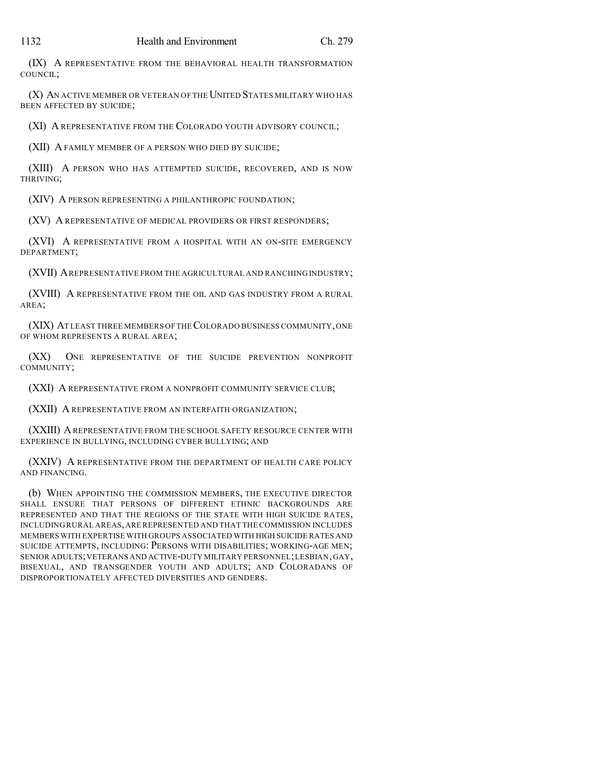(IX) A REPRESENTATIVE FROM THE BEHAVIORAL HEALTH TRANSFORMATION COUNCIL;

(X) AN ACTIVE MEMBER OR VETERAN OF THE UNITED STATES MILITARY WHO HAS BEEN AFFECTED BY SUICIDE;

(XI) A REPRESENTATIVE FROM THE COLORADO YOUTH ADVISORY COUNCIL;

(XII) A FAMILY MEMBER OF A PERSON WHO DIED BY SUICIDE;

(XIII) A PERSON WHO HAS ATTEMPTED SUICIDE, RECOVERED, AND IS NOW THRIVING;

(XIV) A PERSON REPRESENTING A PHILANTHROPIC FOUNDATION;

(XV) A REPRESENTATIVE OF MEDICAL PROVIDERS OR FIRST RESPONDERS;

(XVI) A REPRESENTATIVE FROM A HOSPITAL WITH AN ON-SITE EMERGENCY DEPARTMENT;

(XVII) A REPRESENTATIVE FROM THE AGRICULTURAL AND RANCHING INDUSTRY;

(XVIII) A REPRESENTATIVE FROM THE OIL AND GAS INDUSTRY FROM A RURAL AREA;

(XIX) AT LEAST THREE MEMBERS OF THE COLORADO BUSINESS COMMUNITY, ONE OF WHOM REPRESENTS A RURAL AREA;

(XX) ONE REPRESENTATIVE OF THE SUICIDE PREVENTION NONPROFIT COMMUNITY;

(XXI) A REPRESENTATIVE FROM A NONPROFIT COMMUNITY SERVICE CLUB;

(XXII) A REPRESENTATIVE FROM AN INTERFAITH ORGANIZATION;

(XXIII) A REPRESENTATIVE FROM THE SCHOOL SAFETY RESOURCE CENTER WITH EXPERIENCE IN BULLYING, INCLUDING CYBER BULLYING; AND

(XXIV) A REPRESENTATIVE FROM THE DEPARTMENT OF HEALTH CARE POLICY AND FINANCING.

(b) WHEN APPOINTING THE COMMISSION MEMBERS, THE EXECUTIVE DIRECTOR SHALL ENSURE THAT PERSONS OF DIFFERENT ETHNIC BACKGROUNDS ARE REPRESENTED AND THAT THE REGIONS OF THE STATE WITH HIGH SUICIDE RATES, INCLUDING RURAL AREAS, ARE REPRESENTED AND THAT THE COMMISSION INCLUDES MEMBERS WITH EXPERTISE WITH GROUPS ASSOCIATED WITH HIGH SUICIDE RATES AND SUICIDE ATTEMPTS, INCLUDING: PERSONS WITH DISABILITIES; WORKING-AGE MEN; SENIOR ADULTS; VETERANS AND ACTIVE-DUTY MILITARY PERSONNEL; LESBIAN, GAY, BISEXUAL, AND TRANSGENDER YOUTH AND ADULTS; AND COLORADANS OF DISPROPORTIONATELY AFFECTED DIVERSITIES AND GENDERS.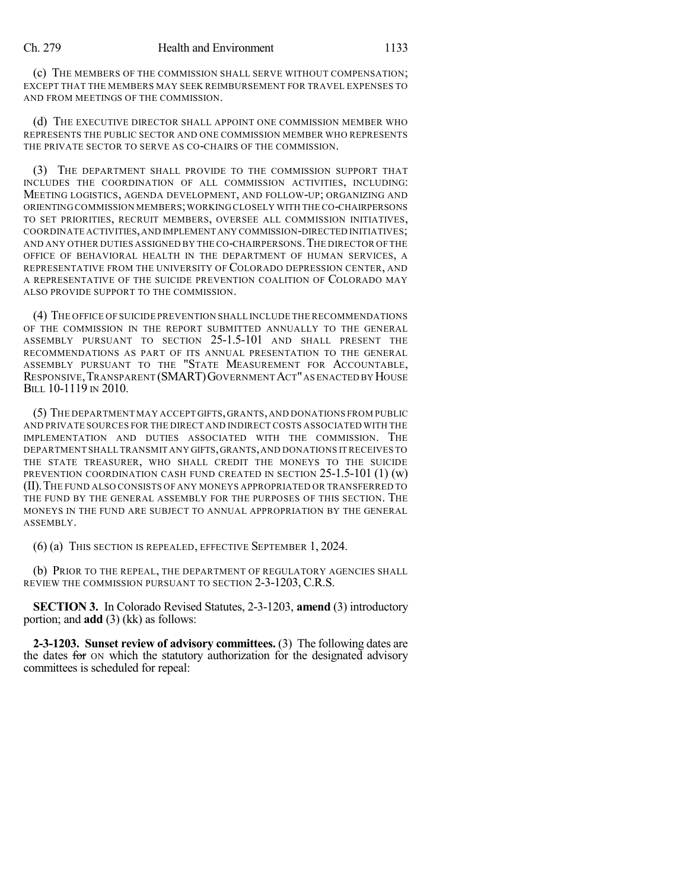(c) THE MEMBERS OF THE COMMISSION SHALL SERVE WITHOUT COMPENSATION; EXCEPT THAT THE MEMBERS MAY SEEK REIMBURSEMENT FOR TRAVEL EXPENSES TO AND FROM MEETINGS OF THE COMMISSION.

(d) THE EXECUTIVE DIRECTOR SHALL APPOINT ONE COMMISSION MEMBER WHO REPRESENTS THE PUBLIC SECTOR AND ONE COMMISSION MEMBER WHO REPRESENTS THE PRIVATE SECTOR TO SERVE AS CO-CHAIRS OF THE COMMISSION.

(3) THE DEPARTMENT SHALL PROVIDE TO THE COMMISSION SUPPORT THAT INCLUDES THE COORDINATION OF ALL COMMISSION ACTIVITIES, INCLUDING: MEETING LOGISTICS, AGENDA DEVELOPMENT, AND FOLLOW-UP; ORGANIZING AND ORIENTING COMMISSION MEMBERS; WORKING CLOSELY WITH THE CO-CHAIRPERSONS TO SET PRIORITIES, RECRUIT MEMBERS, OVERSEE ALL COMMISSION INITIATIVES, COORDINATE ACTIVITIES, AND IMPLEMENT ANY COMMISSION-DIRECTED INITIATIVES; AND ANY OTHER DUTIES ASSIGNED BY THE CO-CHAIRPERSONS. THE DIRECTOR OF THE OFFICE OF BEHAVIORAL HEALTH IN THE DEPARTMENT OF HUMAN SERVICES, A REPRESENTATIVE FROM THE UNIVERSITY OF COLORADO DEPRESSION CENTER, AND A REPRESENTATIVE OF THE SUICIDE PREVENTION COALITION OF COLORADO MAY ALSO PROVIDE SUPPORT TO THE COMMISSION.

(4) THE OFFICE OF SUICIDE PREVENTION SHALL INCLUDE THE RECOMMENDATIONS OF THE COMMISSION IN THE REPORT SUBMITTED ANNUALLY TO THE GENERAL ASSEMBLY PURSUANT TO SECTION 25-1.5-101 AND SHALL PRESENT THE RECOMMENDATIONS AS PART OF ITS ANNUAL PRESENTATION TO THE GENERAL ASSEMBLY PURSUANT TO THE "STATE MEASUREMENT FOR ACCOUNTABLE, RESPONSIVE, TRANSPARENT (SMART) GOVERNMENT ACT" AS ENACTED BY HOUSE BILL 10-1119 IN 2010.

(5) THE DEPARTMENT MAY ACCEPT GIFTS, GRANTS, AND DONATIONS FROM PUBLIC AND PRIVATE SOURCES FOR THE DIRECT AND INDIRECT COSTS ASSOCIATED WITH THE IMPLEMENTATION AND DUTIES ASSOCIATED WITH THE COMMISSION. THE DEPARTMENT SHALL TRANSMIT ANY GIFTS, GRANTS, AND DONATIONS IT RECEIVES TO THE STATE TREASURER, WHO SHALL CREDIT THE MONEYS TO THE SUICIDE PREVENTION COORDINATION CASH FUND CREATED IN SECTION 25-1.5-101 (1) (w) (II). THE FUND ALSO CONSISTS OF ANY MONEYS APPROPRIATED OR TRANSFERRED TO THE FUND BY THE GENERAL ASSEMBLY FOR THE PURPOSES OF THIS SECTION. THE MONEYS IN THE FUND ARE SUBJECT TO ANNUAL APPROPRIATION BY THE GENERAL ASSEMBLY.

(6) (a) THIS SECTION IS REPEALED, EFFECTIVE SEPTEMBER 1, 2024.

(b) PRIOR TO THE REPEAL, THE DEPARTMENT OF REGULATORY AGENCIES SHALL REVIEW THE COMMISSION PURSUANT TO SECTION 2-3-1203, C.R.S.

**SECTION 3.** In Colorado Revised Statutes, 2-3-1203, **amend** (3) introductory portion; and **add** (3) (kk) as follows:

**2-3-1203. Sunset review of advisory committees.** (3) The following dates are the dates ~~for~~ ON which the statutory authorization for the designated advisory committees is scheduled for repeal: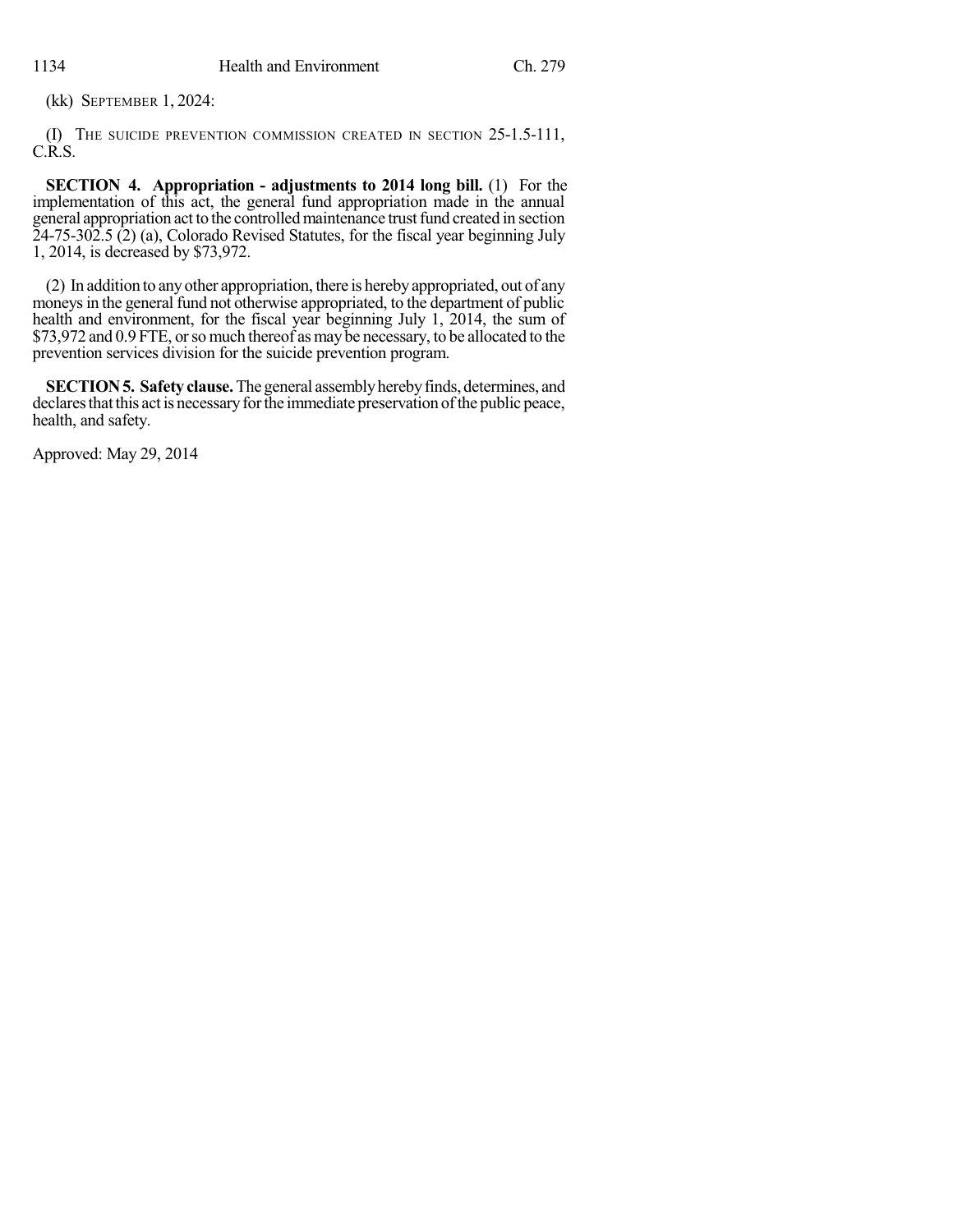(kk) SEPTEMBER 1, 2024:

(I) THE SUICIDE PREVENTION COMMISSION CREATED IN SECTION 25-1.5-111, C.R.S.

**SECTION 4. Appropriation - adjustments to 2014 long bill.** (1) For the implementation of this act, the general fund appropriation made in the annual general appropriation act to the controlled maintenance trust fund created in section 24-75-302.5 (2) (a), Colorado Revised Statutes, for the fiscal year beginning July 1, 2014, is decreased by $73,972.

(2) In addition to any other appropriation, there is hereby appropriated, out of any moneys in the general fund not otherwise appropriated, to the department of public health and environment, for the fiscal year beginning July 1, 2014, the sum of $73,972 and 0.9 FTE, or so much thereof as may be necessary, to be allocated to the prevention services division for the suicide prevention program.

**SECTION 5. Safety clause.** The general assembly hereby finds, determines, and declares that this act is necessary for the immediate preservation of the public peace, health, and safety.

Approved: May 29, 2014